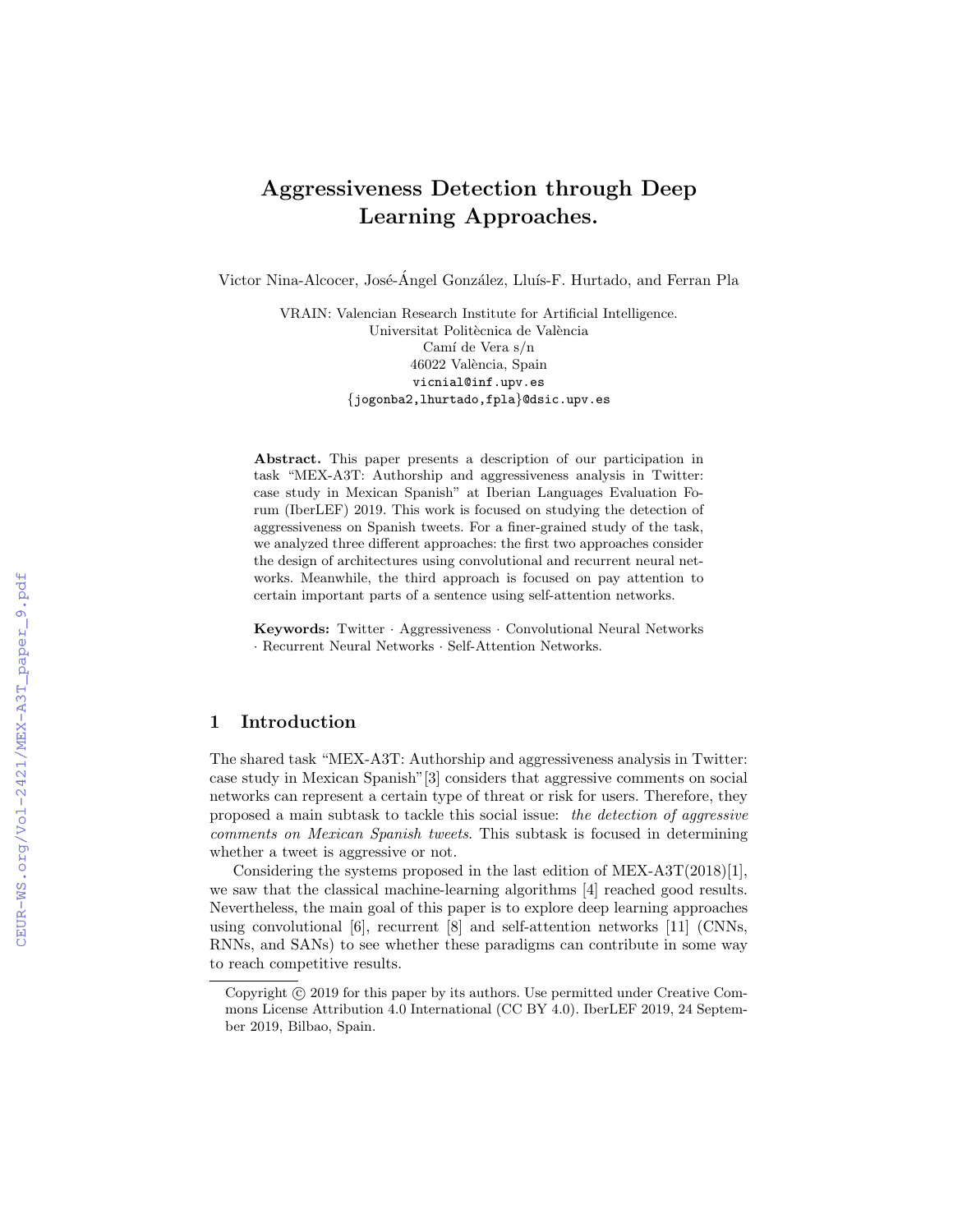# Aggressiveness Detection through Deep Learning Approaches.

Victor Nina-Alcocer, José-Ángel González, Lluís-F. Hurtado, and Ferran Pla

VRAIN: Valencian Research Institute for Artificial Intelligence.
Universitat Politècnica de València
Camí de Vera s/n
46022 València, Spain
vicnial@inf.upv.es
{jogonba2,lhurtado,fpla}@dsic.upv.es

**Abstract.** This paper presents a description of our participation in task "MEX-A3T: Authorship and aggressiveness analysis in Twitter: case study in Mexican Spanish" at Iberian Languages Evaluation Forum (IberLEF) 2019. This work is focused on studying the detection of aggressiveness on Spanish tweets. For a finer-grained study of the task, we analyzed three different approaches: the first two approaches consider the design of architectures using convolutional and recurrent neural networks. Meanwhile, the third approach is focused on pay attention to certain important parts of a sentence using self-attention networks.

**Keywords:** Twitter · Aggressiveness · Convolutional Neural Networks · Recurrent Neural Networks · Self-Attention Networks.

## 1 Introduction

The shared task "MEX-A3T: Authorship and aggressiveness analysis in Twitter: case study in Mexican Spanish"[3] considers that aggressive comments on social networks can represent a certain type of threat or risk for users. Therefore, they proposed a main subtask to tackle this social issue: *the detection of aggressive comments on Mexican Spanish tweets*. This subtask is focused in determining whether a tweet is aggressive or not.

Considering the systems proposed in the last edition of MEX-A3T(2018)[1], we saw that the classical machine-learning algorithms [4] reached good results. Nevertheless, the main goal of this paper is to explore deep learning approaches using convolutional [6], recurrent [8] and self-attention networks [11] (CNNs, RNNs, and SANs) to see whether these paradigms can contribute in some way to reach competitive results.

Copyright © 2019 for this paper by its authors. Use permitted under Creative Commons License Attribution 4.0 International (CC BY 4.0). IberLEF 2019, 24 September 2019, Bilbao, Spain.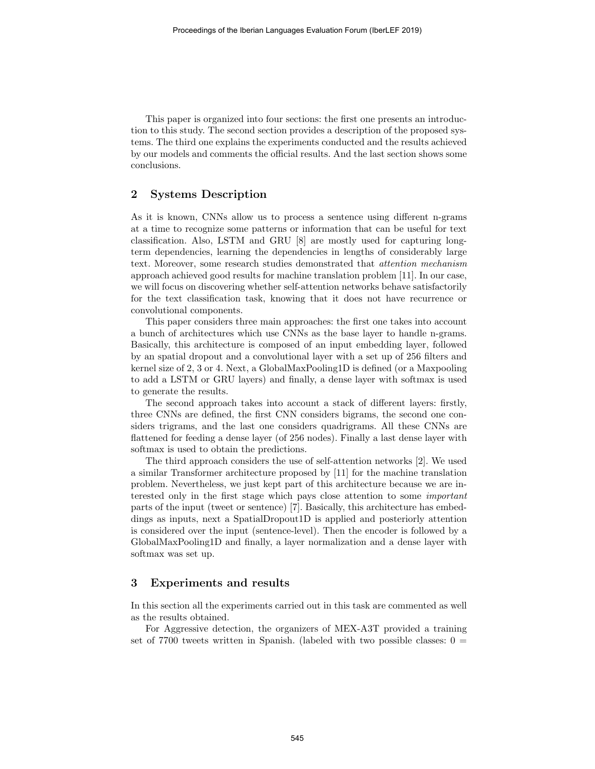This paper is organized into four sections: the first one presents an introduction to this study. The second section provides a description of the proposed systems. The third one explains the experiments conducted and the results achieved by our models and comments the official results. And the last section shows some conclusions.

## 2 Systems Description

As it is known, CNNs allow us to process a sentence using different n-grams at a time to recognize some patterns or information that can be useful for text classification. Also, LSTM and GRU [8] are mostly used for capturing long-term dependencies, learning the dependencies in lengths of considerably large text. Moreover, some research studies demonstrated that *attention mechanism* approach achieved good results for machine translation problem [11]. In our case, we will focus on discovering whether self-attention networks behave satisfactorily for the text classification task, knowing that it does not have recurrence or convolutional components.

This paper considers three main approaches: the first one takes into account a bunch of architectures which use CNNs as the base layer to handle n-grams. Basically, this architecture is composed of an input embedding layer, followed by an spatial dropout and a convolutional layer with a set up of 256 filters and kernel size of 2, 3 or 4. Next, a GlobalMaxPooling1D is defined (or a Maxpooling to add a LSTM or GRU layers) and finally, a dense layer with softmax is used to generate the results.

The second approach takes into account a stack of different layers: firstly, three CNNs are defined, the first CNN considers bigrams, the second one considers trigrams, and the last one considers quadrigrams. All these CNNs are flattened for feeding a dense layer (of 256 nodes). Finally a last dense layer with softmax is used to obtain the predictions.

The third approach considers the use of self-attention networks [2]. We used a similar Transformer architecture proposed by [11] for the machine translation problem. Nevertheless, we just kept part of this architecture because we are interested only in the first stage which pays close attention to some *important* parts of the input (tweet or sentence) [7]. Basically, this architecture has embeddings as inputs, next a SpatialDropout1D is applied and posteriorly attention is considered over the input (sentence-level). Then the encoder is followed by a GlobalMaxPooling1D and finally, a layer normalization and a dense layer with softmax was set up.

## 3 Experiments and results

In this section all the experiments carried out in this task are commented as well as the results obtained.

For Aggressive detection, the organizers of MEX-A3T provided a training set of 7700 tweets written in Spanish. (labeled with two possible classes: 0 =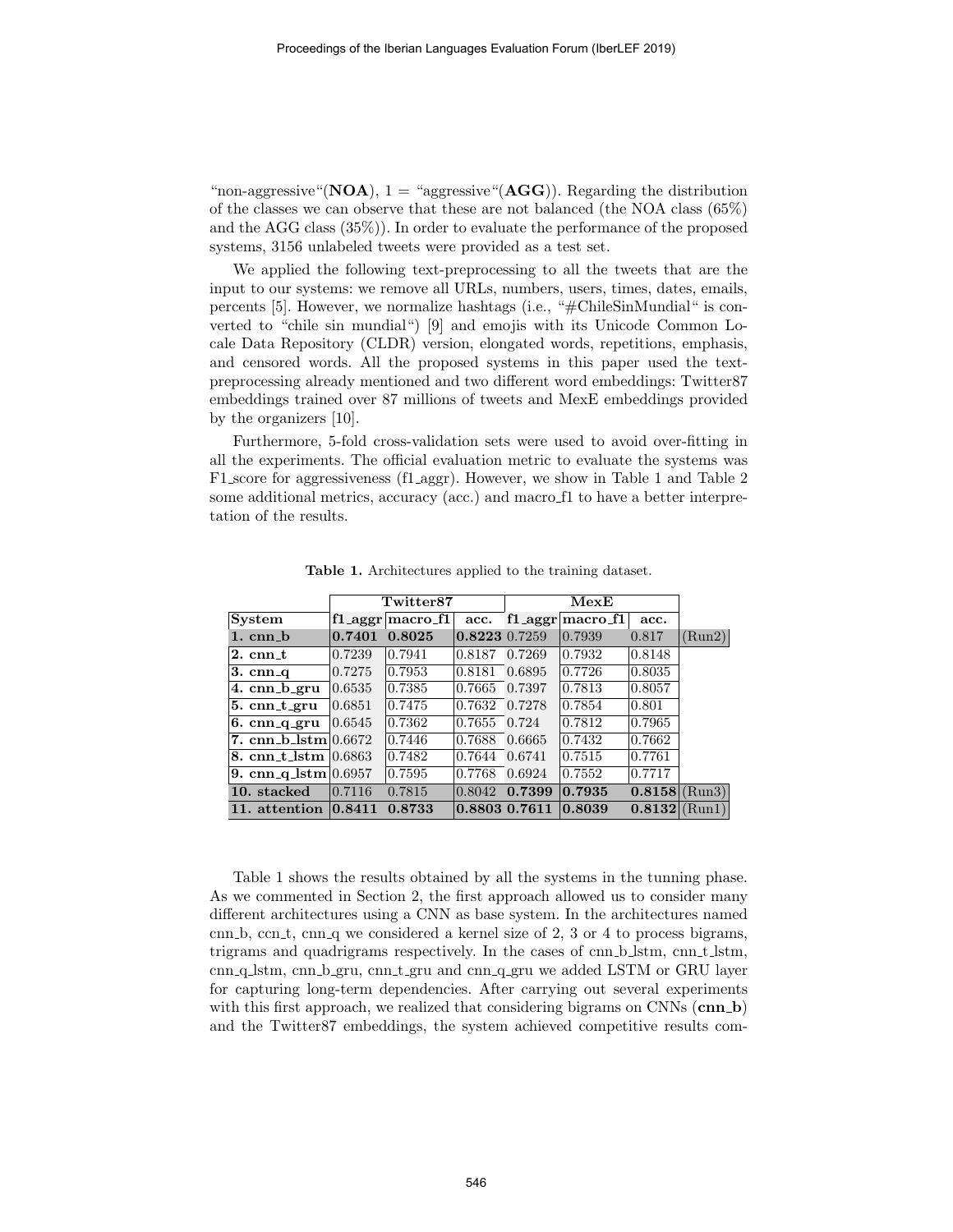"non-aggressive"(**NOA**), 1 = "aggressive"(**AGG**)). Regarding the distribution of the classes we can observe that these are not balanced (the NOA class (65%) and the AGG class (35%)). In order to evaluate the performance of the proposed systems, 3156 unlabeled tweets were provided as a test set.

We applied the following text-preprocessing to all the tweets that are the input to our systems: we remove all URLs, numbers, users, times, dates, emails, percents [5]. However, we normalize hashtags (i.e., "#ChileSinMundial" is converted to "chile sin mundial") [9] and emojis with its Unicode Common Locale Data Repository (CLDR) version, elongated words, repetitions, emphasis, and censored words. All the proposed systems in this paper used the text-preprocessing already mentioned and two different word embeddings: Twitter87 embeddings trained over 87 millions of tweets and MexE embeddings provided by the organizers [10].

Furthermore, 5-fold cross-validation sets were used to avoid over-fitting in all the experiments. The official evaluation metric to evaluate the systems was F1_score for aggressiveness (f1_aggr). However, we show in Table 1 and Table 2 some additional metrics, accuracy (acc.) and macro_f1 to have a better interpretation of the results.

**Table 1.** Architectures applied to the training dataset.

| | **Twitter87** | | | **MexE** | | | |
|---|---|---|---|---|---|---|---|
| **System** | **f1_aggr** | **macro_f1** | **acc.** | **f1_aggr** | **macro_f1** | **acc.** | |
| **1. cnn_b** | **0.7401** | **0.8025** | **0.8223** | 0.7259 | 0.7939 | 0.817 | (Run2) |
| **2. cnn_t** | 0.7239 | 0.7941 | 0.8187 | 0.7269 | 0.7932 | 0.8148 | |
| **3. cnn_q** | 0.7275 | 0.7953 | 0.8181 | 0.6895 | 0.7726 | 0.8035 | |
| **4. cnn_b_gru** | 0.6535 | 0.7385 | 0.7665 | 0.7397 | 0.7813 | 0.8057 | |
| **5. cnn_t_gru** | 0.6851 | 0.7475 | 0.7632 | 0.7278 | 0.7854 | 0.801 | |
| **6. cnn_q_gru** | 0.6545 | 0.7362 | 0.7655 | 0.724 | 0.7812 | 0.7965 | |
| **7. cnn_b_lstm** | 0.6672 | 0.7446 | 0.7688 | 0.6665 | 0.7432 | 0.7662 | |
| **8. cnn_t_lstm** | 0.6863 | 0.7482 | 0.7644 | 0.6741 | 0.7515 | 0.7761 | |
| **9. cnn_q_lstm** | 0.6957 | 0.7595 | 0.7768 | 0.6924 | 0.7552 | 0.7717 | |
| **10. stacked** | 0.7116 | 0.7815 | 0.8042 | **0.7399** | **0.7935** | **0.8158** | (Run3) |
| **11. attention** | **0.8411** | **0.8733** | **0.8803** | **0.7611** | **0.8039** | **0.8132** | (Run1) |

Table 1 shows the results obtained by all the systems in the tunning phase. As we commented in Section 2, the first approach allowed us to consider many different architectures using a CNN as base system. In the architectures named cnn_b, ccn_t, cnn_q we considered a kernel size of 2, 3 or 4 to process bigrams, trigrams and quadrigrams respectively. In the cases of cnn_b_lstm, cnn_t_lstm, cnn_q_lstm, cnn_b_gru, cnn_t_gru and cnn_q_gru we added LSTM or GRU layer for capturing long-term dependencies. After carrying out several experiments with this first approach, we realized that considering bigrams on CNNs (**cnn_b**) and the Twitter87 embeddings, the system achieved competitive results com-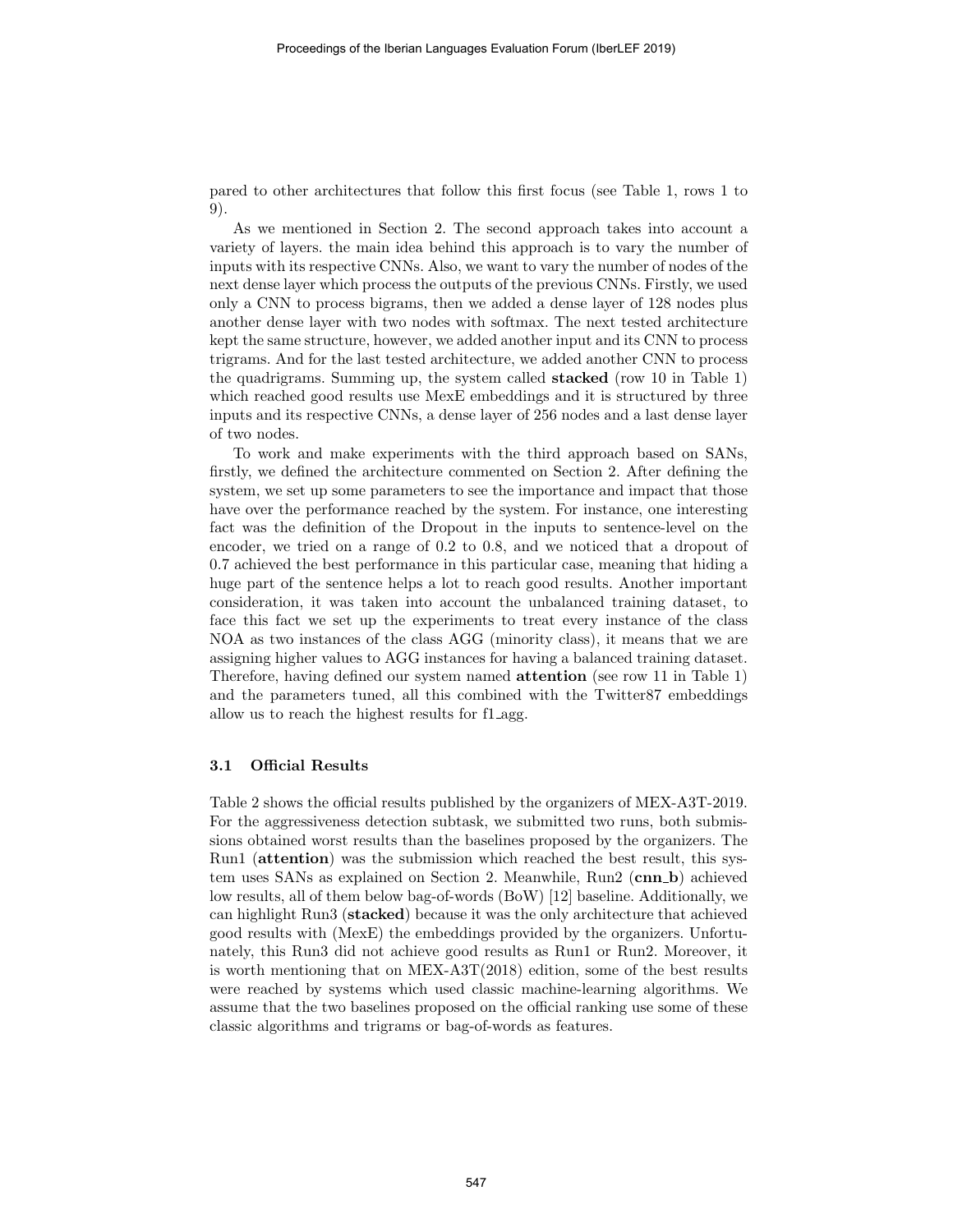pared to other architectures that follow this first focus (see Table 1, rows 1 to 9).

As we mentioned in Section 2. The second approach takes into account a variety of layers. the main idea behind this approach is to vary the number of inputs with its respective CNNs. Also, we want to vary the number of nodes of the next dense layer which process the outputs of the previous CNNs. Firstly, we used only a CNN to process bigrams, then we added a dense layer of 128 nodes plus another dense layer with two nodes with softmax. The next tested architecture kept the same structure, however, we added another input and its CNN to process trigrams. And for the last tested architecture, we added another CNN to process the quadrigrams. Summing up, the system called **stacked** (row 10 in Table 1) which reached good results use MexE embeddings and it is structured by three inputs and its respective CNNs, a dense layer of 256 nodes and a last dense layer of two nodes.

To work and make experiments with the third approach based on SANs, firstly, we defined the architecture commented on Section 2. After defining the system, we set up some parameters to see the importance and impact that those have over the performance reached by the system. For instance, one interesting fact was the definition of the Dropout in the inputs to sentence-level on the encoder, we tried on a range of 0.2 to 0.8, and we noticed that a dropout of 0.7 achieved the best performance in this particular case, meaning that hiding a huge part of the sentence helps a lot to reach good results. Another important consideration, it was taken into account the unbalanced training dataset, to face this fact we set up the experiments to treat every instance of the class NOA as two instances of the class AGG (minority class), it means that we are assigning higher values to AGG instances for having a balanced training dataset. Therefore, having defined our system named **attention** (see row 11 in Table 1) and the parameters tuned, all this combined with the Twitter87 embeddings allow us to reach the highest results for f1_agg.

### 3.1 Official Results

Table 2 shows the official results published by the organizers of MEX-A3T-2019. For the aggressiveness detection subtask, we submitted two runs, both submissions obtained worst results than the baselines proposed by the organizers. The Run1 (**attention**) was the submission which reached the best result, this system uses SANs as explained on Section 2. Meanwhile, Run2 (**cnn_b**) achieved low results, all of them below bag-of-words (BoW) [12] baseline. Additionally, we can highlight Run3 (**stacked**) because it was the only architecture that achieved good results with (MexE) the embeddings provided by the organizers. Unfortunately, this Run3 did not achieve good results as Run1 or Run2. Moreover, it is worth mentioning that on MEX-A3T(2018) edition, some of the best results were reached by systems which used classic machine-learning algorithms. We assume that the two baselines proposed on the official ranking use some of these classic algorithms and trigrams or bag-of-words as features.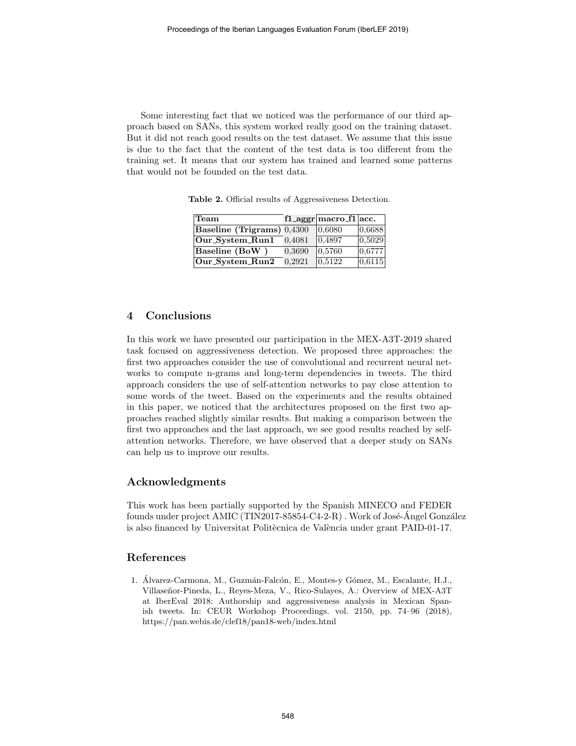Some interesting fact that we noticed was the performance of our third approach based on SANs, this system worked really good on the training dataset. But it did not reach good results on the test dataset. We assume that this issue is due to the fact that the content of the test data is too different from the training set. It means that our system has trained and learned some patterns that would not be founded on the test data.

**Table 2.** Official results of Aggressiveness Detection.

| Team | f1_aggr | macro_f1 | acc. |
|---|---|---|---|
| **Baseline (Trigrams)** | 0,4300 | 0,6080 | 0,6688 |
| **Our_System_Run1** | 0,4081 | 0,4897 | 0,5029 |
| **Baseline (BoW )** | 0,3690 | 0,5760 | 0,6777 |
| **Our_System_Run2** | 0,2921 | 0,5122 | 0,6115 |

## 4 Conclusions

In this work we have presented our participation in the MEX-A3T-2019 shared task focused on aggressiveness detection. We proposed three approaches: the first two approaches consider the use of convolutional and recurrent neural networks to compute n-grams and long-term dependencies in tweets. The third approach considers the use of self-attention networks to pay close attention to some words of the tweet. Based on the experiments and the results obtained in this paper, we noticed that the architectures proposed on the first two approaches reached slightly similar results. But making a comparison between the first two approaches and the last approach, we see good results reached by self-attention networks. Therefore, we have observed that a deeper study on SANs can help us to improve our results.

## Acknowledgments

This work has been partially supported by the Spanish MINECO and FEDER founds under project AMIC (TIN2017-85854-C4-2-R) . Work of José-Ángel González is also financed by Universitat Politècnica de València under grant PAID-01-17.

## References

1. Álvarez-Carmona, M., Guzmán-Falcón, E., Montes-y Gómez, M., Escalante, H.J., Villaseñor-Pineda, L., Reyes-Meza, V., Rico-Sulayes, A.: Overview of MEX-A3T at IberEval 2018: Authorship and aggressiveness analysis in Mexican Spanish tweets. In: CEUR Workshop Proceedings. vol. 2150, pp. 74–96 (2018), https://pan.webis.de/clef18/pan18-web/index.html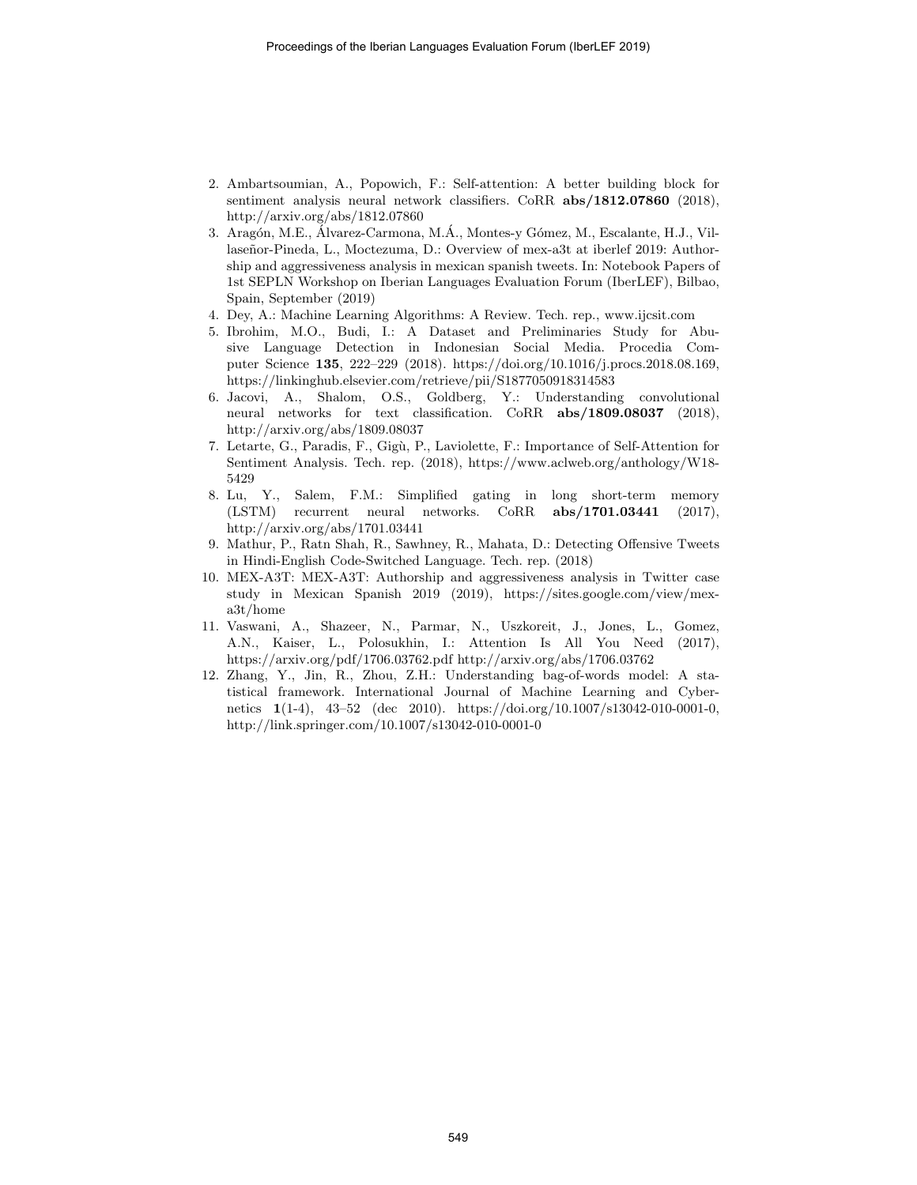2. Ambartsoumian, A., Popowich, F.: Self-attention: A better building block for sentiment analysis neural network classifiers. CoRR **abs/1812.07860** (2018), http://arxiv.org/abs/1812.07860
3. Aragón, M.E., Álvarez-Carmona, M.Á., Montes-y Gómez, M., Escalante, H.J., Villaseñor-Pineda, L., Moctezuma, D.: Overview of mex-a3t at iberlef 2019: Authorship and aggressiveness analysis in mexican spanish tweets. In: Notebook Papers of 1st SEPLN Workshop on Iberian Languages Evaluation Forum (IberLEF), Bilbao, Spain, September (2019)
4. Dey, A.: Machine Learning Algorithms: A Review. Tech. rep., www.ijcsit.com
5. Ibrohim, M.O., Budi, I.: A Dataset and Preliminaries Study for Abusive Language Detection in Indonesian Social Media. Procedia Computer Science **135**, 222–229 (2018). https://doi.org/10.1016/j.procs.2018.08.169, https://linkinghub.elsevier.com/retrieve/pii/S1877050918314583
6. Jacovi, A., Shalom, O.S., Goldberg, Y.: Understanding convolutional neural networks for text classification. CoRR **abs/1809.08037** (2018), http://arxiv.org/abs/1809.08037
7. Letarte, G., Paradis, F., Gigù, P., Laviolette, F.: Importance of Self-Attention for Sentiment Analysis. Tech. rep. (2018), https://www.aclweb.org/anthology/W18-5429
8. Lu, Y., Salem, F.M.: Simplified gating in long short-term memory (LSTM) recurrent neural networks. CoRR **abs/1701.03441** (2017), http://arxiv.org/abs/1701.03441
9. Mathur, P., Ratn Shah, R., Sawhney, R., Mahata, D.: Detecting Offensive Tweets in Hindi-English Code-Switched Language. Tech. rep. (2018)
10. MEX-A3T: MEX-A3T: Authorship and aggressiveness analysis in Twitter case study in Mexican Spanish 2019 (2019), https://sites.google.com/view/mex-a3t/home
11. Vaswani, A., Shazeer, N., Parmar, N., Uszkoreit, J., Jones, L., Gomez, A.N., Kaiser, L., Polosukhin, I.: Attention Is All You Need (2017), https://arxiv.org/pdf/1706.03762.pdf http://arxiv.org/abs/1706.03762
12. Zhang, Y., Jin, R., Zhou, Z.H.: Understanding bag-of-words model: A statistical framework. International Journal of Machine Learning and Cybernetics **1**(1-4), 43–52 (dec 2010). https://doi.org/10.1007/s13042-010-0001-0, http://link.springer.com/10.1007/s13042-010-0001-0